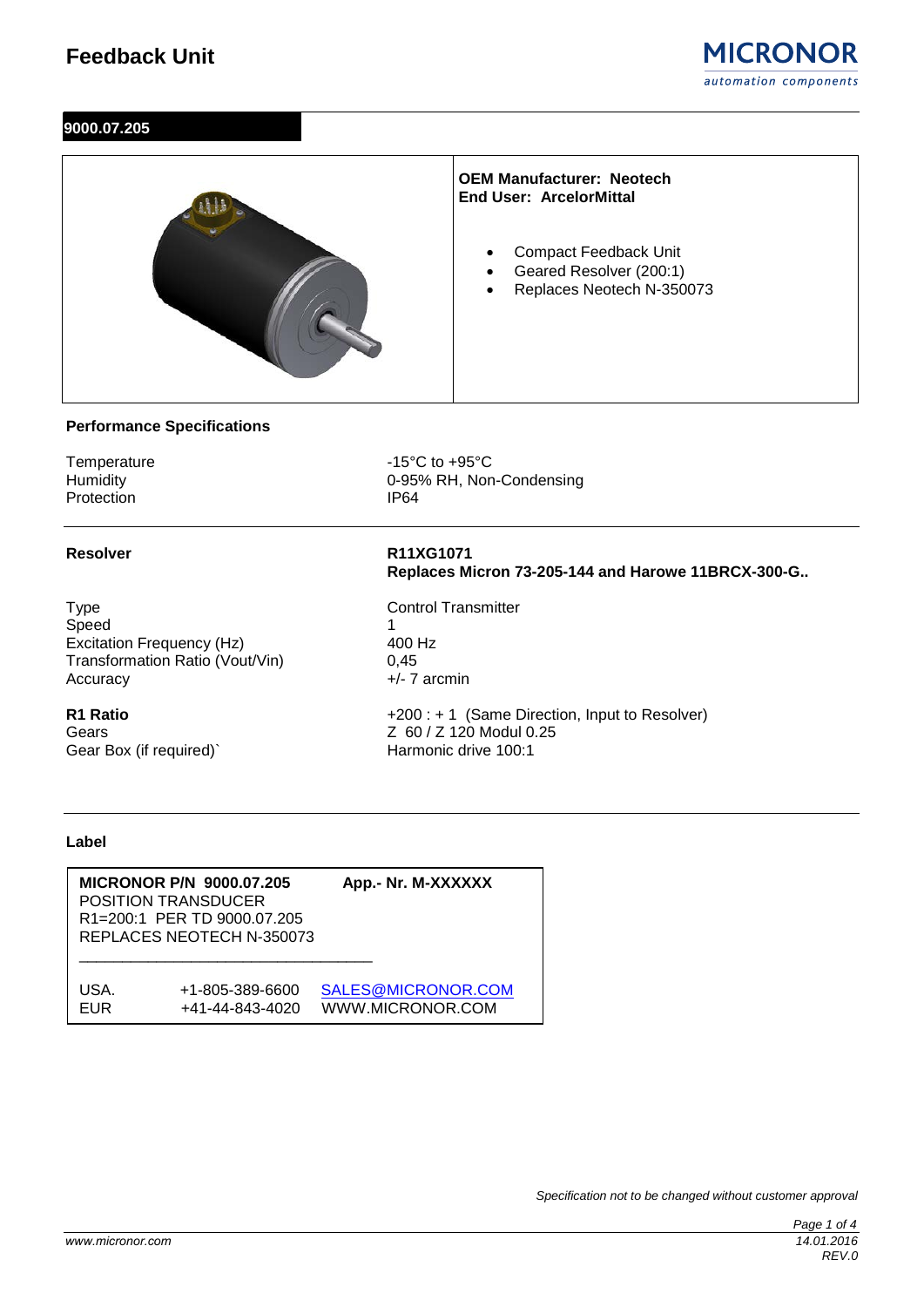# Feedback Unit

MICRONOR
*automation components*

## 9000.07.205

**OEM Manufacturer: Neotech**
**End User: ArcelorMittal**

- Compact Feedback Unit
- Geared Resolver (200:1)
- Replaces Neotech N-350073

### Performance Specifications

| | |
|---|---|
| Temperature | -15°C to +95°C |
| Humidity | 0-95% RH, Non-Condensing |
| Protection | IP64 |

### Resolver

**R11XG1071**
**Replaces Micron 73-205-144 and Harowe 11BRCX-300-G..**

| | |
|---|---|
| Type | Control Transmitter |
| Speed | 1 |
| Excitation Frequency (Hz) | 400 Hz |
| Transformation Ratio (Vout/Vin) | 0,45 |
| Accuracy | +/- 7 arcmin |

| | |
|---|---|
| **R1 Ratio** | +200 : + 1 (Same Direction, Input to Resolver) |
| Gears | Z 60 / Z 120 Modul 0.25 |
| Gear Box (if required)` | Harmonic drive 100:1 |

### Label

**MICRONOR P/N 9000.07.205** **App.- Nr. M-XXXXXX**
POSITION TRANSDUCER
R1=200:1 PER TD 9000.07.205
REPLACES NEOTECH N-350073

| | | |
|---|---|---|
| USA. | +1-805-389-6600 | SALES@MICRONOR.COM |
| EUR | +41-44-843-4020 | WWW.MICRONOR.COM |

*Specification not to be changed without customer approval*

*www.micronor.com*
*14.01.2016*
*REV.0*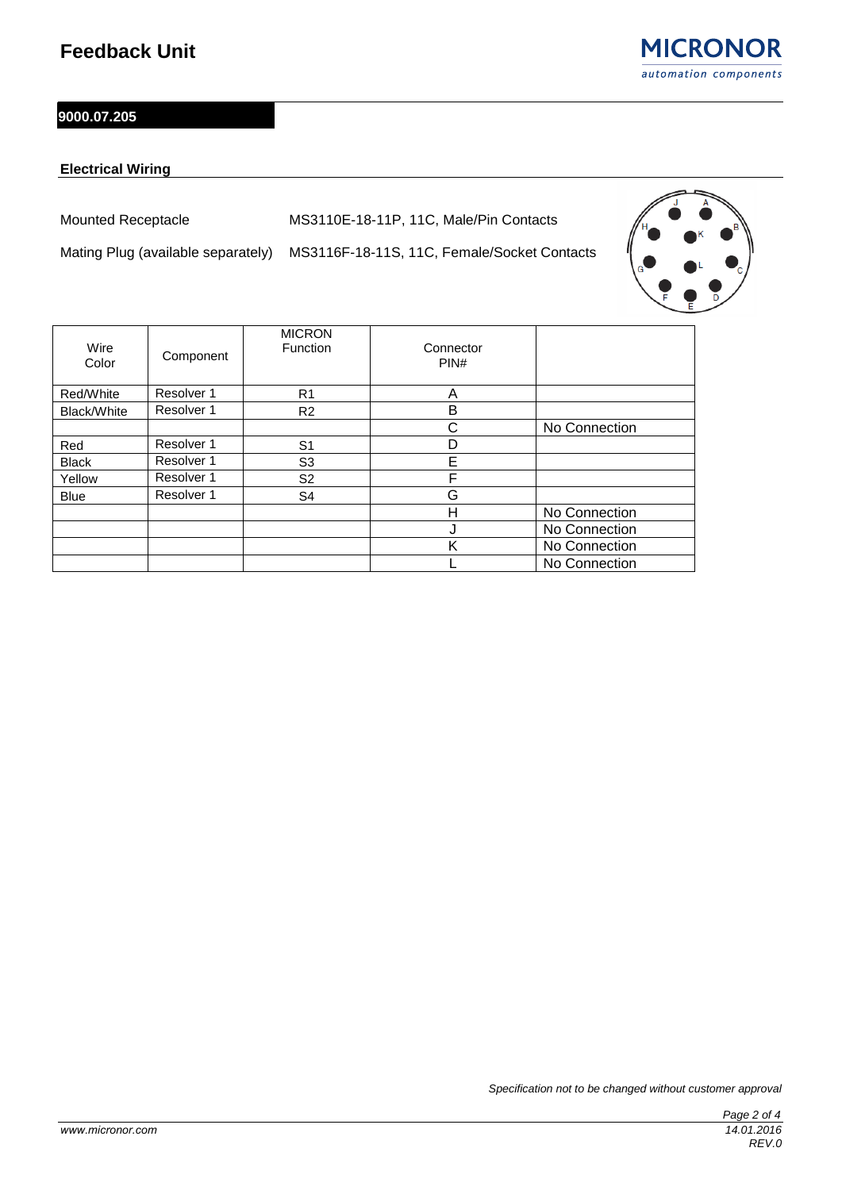# Feedback Unit

## 9000.07.205

### Electrical Wiring

Mounted Receptacle MS3110E-18-11P, 11C, Male/Pin Contacts

Mating Plug (available separately) MS3116F-18-11S, 11C, Female/Socket Contacts

| Wire Color | Component | MICRON Function | Connector PIN# | |
|---|---|---|---|---|
| Red/White | Resolver 1 | R1 | A | |
| Black/White | Resolver 1 | R2 | B | |
| | | | C | No Connection |
| Red | Resolver 1 | S1 | D | |
| Black | Resolver 1 | S3 | E | |
| Yellow | Resolver 1 | S2 | F | |
| Blue | Resolver 1 | S4 | G | |
| | | | H | No Connection |
| | | | J | No Connection |
| | | | K | No Connection |
| | | | L | No Connection |

*Specification not to be changed without customer approval*

*14.01.2016*

*REV.0*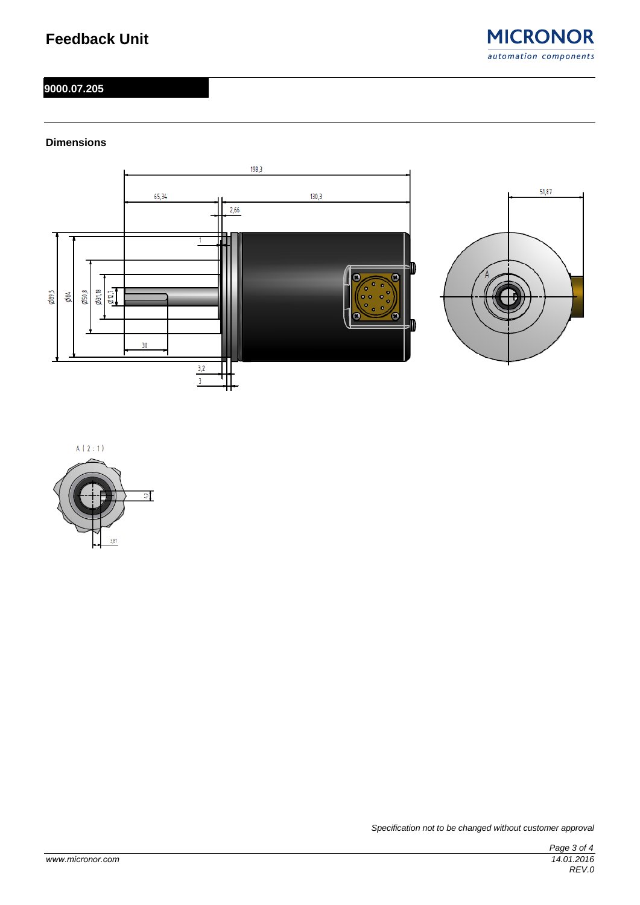# Feedback Unit

## 9000.07.205

### Dimensions

198,3

65,34

130,3

2,66

51,87

1

Ø89,5

Ø84

Ø50,8

Ø31,18

Ø12,7

30

3,2

3

A

A ( 2 : 1 )

4,7

3,81

*Specification not to be changed without customer approval*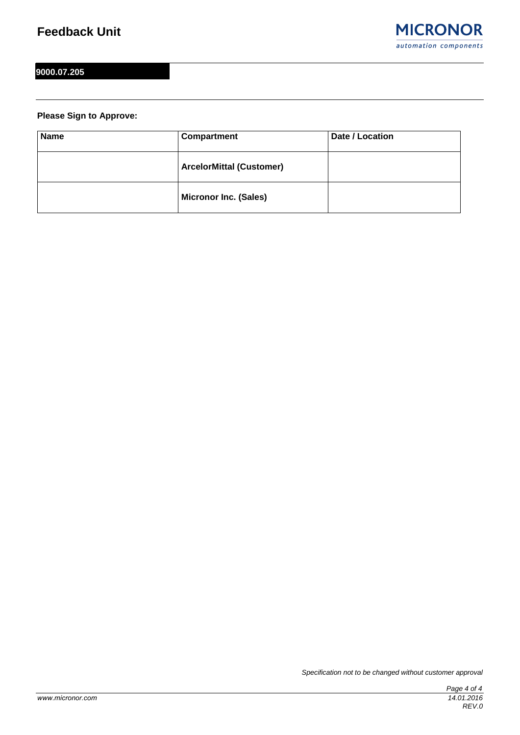**9000.07.205**

**Please Sign to Approve:**

| Name | Compartment | Date / Location |
|---|---|---|
| | **ArcelorMittal (Customer)** | |
| | **Micronor Inc. (Sales)** | |

*Specification not to be changed without customer approval*